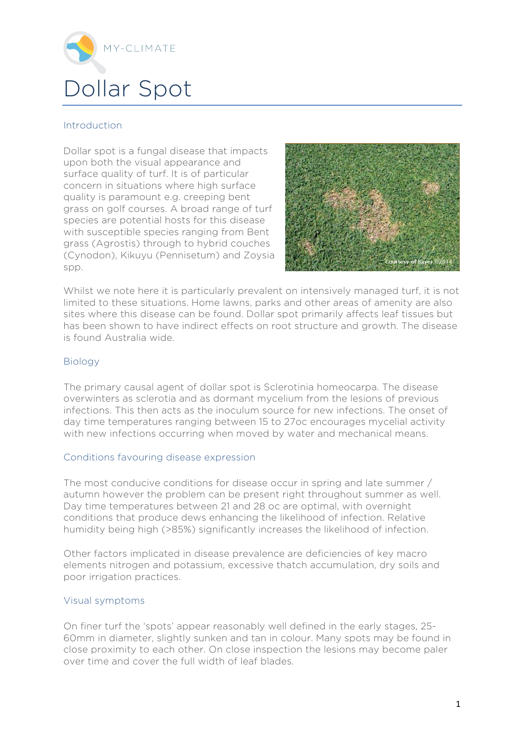MY-CLIMATE

# Dollar Spot

## Introduction

Dollar spot is a fungal disease that impacts upon both the visual appearance and surface quality of turf. It is of particular concern in situations where high surface quality is paramount e.g. creeping bent grass on golf courses. A broad range of turf species are potential hosts for this disease with susceptible species ranging from Bent grass (Agrostis) through to hybrid couches (Cynodon), Kikuyu (Pennisetum) and Zoysia spp.

Courtesy of Bayer ©2014

Whilst we note here it is particularly prevalent on intensively managed turf, it is not limited to these situations. Home lawns, parks and other areas of amenity are also sites where this disease can be found. Dollar spot primarily affects leaf tissues but has been shown to have indirect effects on root structure and growth. The disease is found Australia wide.

## Biology

The primary causal agent of dollar spot is Sclerotinia homeocarpa. The disease overwinters as sclerotia and as dormant mycelium from the lesions of previous infections. This then acts as the inoculum source for new infections. The onset of day time temperatures ranging between 15 to 27oc encourages mycelial activity with new infections occurring when moved by water and mechanical means.

## Conditions favouring disease expression

The most conducive conditions for disease occur in spring and late summer / autumn however the problem can be present right throughout summer as well. Day time temperatures between 21 and 28 oc are optimal, with overnight conditions that produce dews enhancing the likelihood of infection. Relative humidity being high (>85%) significantly increases the likelihood of infection.

Other factors implicated in disease prevalence are deficiencies of key macro elements nitrogen and potassium, excessive thatch accumulation, dry soils and poor irrigation practices.

## Visual symptoms

On finer turf the 'spots' appear reasonably well defined in the early stages, 25-60mm in diameter, slightly sunken and tan in colour. Many spots may be found in close proximity to each other. On close inspection the lesions may become paler over time and cover the full width of leaf blades.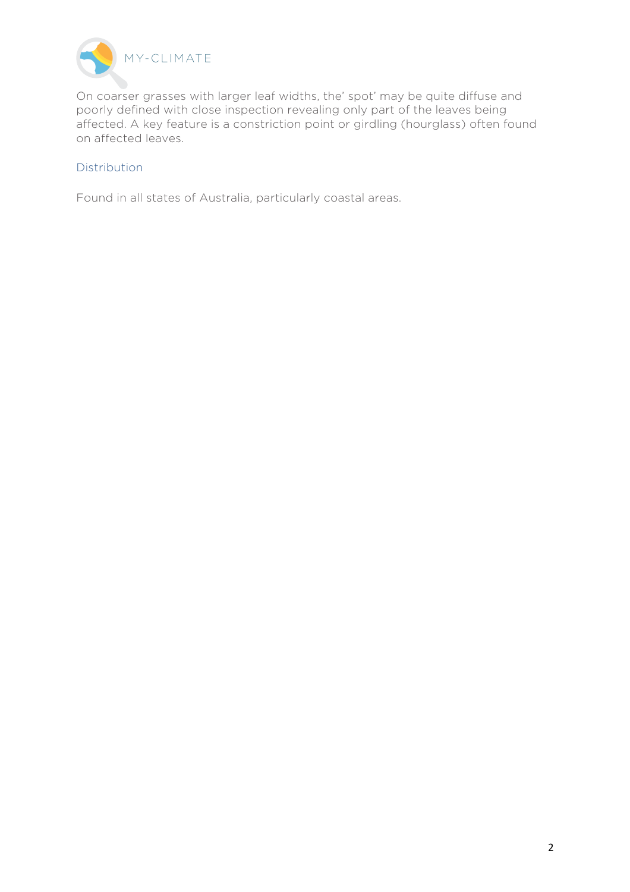On coarser grasses with larger leaf widths, the' spot' may be quite diffuse and poorly defined with close inspection revealing only part of the leaves being affected. A key feature is a constriction point or girdling (hourglass) often found on affected leaves.

### Distribution

Found in all states of Australia, particularly coastal areas.